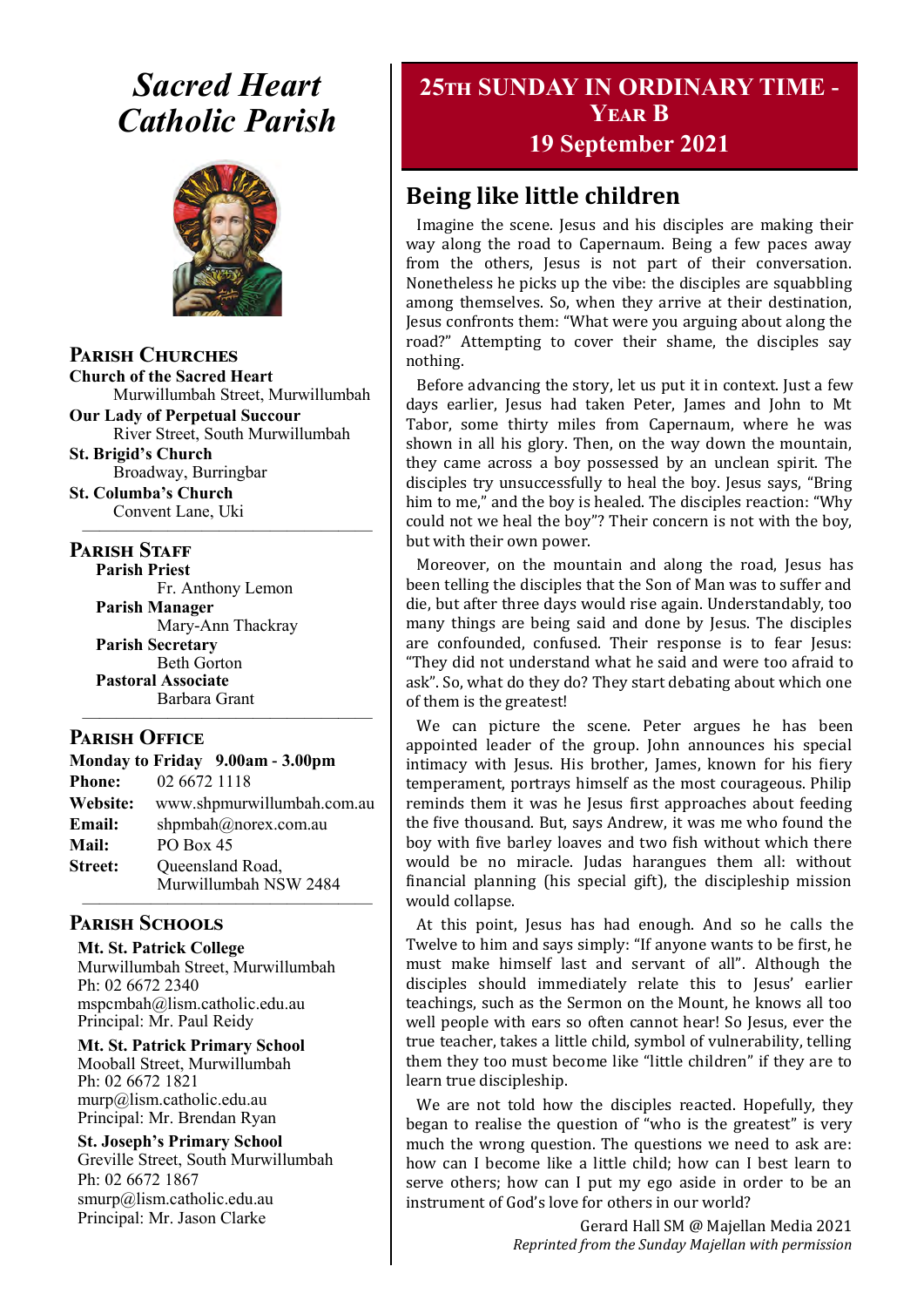# Sacred Heart Catholic Parish

## Parish Churches

**Church of the Sacred Heart**
Murwillumbah Street, Murwillumbah

**Our Lady of Perpetual Succour**
River Street, South Murwillumbah

**St. Brigid's Church**
Broadway, Burringbar

**St. Columba's Church**
Convent Lane, Uki

## Parish Staff

**Parish Priest**
Fr. Anthony Lemon

**Parish Manager**
Mary-Ann Thackray

**Parish Secretary**
Beth Gorton

**Pastoral Associate**
Barbara Grant

## Parish Office

**Monday to Friday 9.00am - 3.00pm**

**Phone:** 02 6672 1118
**Website:** www.shpmurwillumbah.com.au
**Email:** shpmbah@norex.com.au
**Mail:** PO Box 45
**Street:** Queensland Road, Murwillumbah NSW 2484

## Parish Schools

**Mt. St. Patrick College**
Murwillumbah Street, Murwillumbah
Ph: 02 6672 2340
mspcmbah@lism.catholic.edu.au
Principal: Mr. Paul Reidy

**Mt. St. Patrick Primary School**
Mooball Street, Murwillumbah
Ph: 02 6672 1821
murp@lism.catholic.edu.au
Principal: Mr. Brendan Ryan

**St. Joseph's Primary School**
Greville Street, South Murwillumbah
Ph: 02 6672 1867
smurp@lism.catholic.edu.au
Principal: Mr. Jason Clarke

## 25th Sunday in Ordinary Time - Year B
## 19 September 2021

## Being like little children

Imagine the scene. Jesus and his disciples are making their way along the road to Capernaum. Being a few paces away from the others, Jesus is not part of their conversation. Nonetheless he picks up the vibe: the disciples are squabbling among themselves. So, when they arrive at their destination, Jesus confronts them: "What were you arguing about along the road?" Attempting to cover their shame, the disciples say nothing.

Before advancing the story, let us put it in context. Just a few days earlier, Jesus had taken Peter, James and John to Mt Tabor, some thirty miles from Capernaum, where he was shown in all his glory. Then, on the way down the mountain, they came across a boy possessed by an unclean spirit. The disciples try unsuccessfully to heal the boy. Jesus says, "Bring him to me," and the boy is healed. The disciples reaction: "Why could not we heal the boy"? Their concern is not with the boy, but with their own power.

Moreover, on the mountain and along the road, Jesus has been telling the disciples that the Son of Man was to suffer and die, but after three days would rise again. Understandably, too many things are being said and done by Jesus. The disciples are confounded, confused. Their response is to fear Jesus: "They did not understand what he said and were too afraid to ask". So, what do they do? They start debating about which one of them is the greatest!

We can picture the scene. Peter argues he has been appointed leader of the group. John announces his special intimacy with Jesus. His brother, James, known for his fiery temperament, portrays himself as the most courageous. Philip reminds them it was he Jesus first approaches about feeding the five thousand. But, says Andrew, it was me who found the boy with five barley loaves and two fish without which there would be no miracle. Judas harangues them all: without financial planning (his special gift), the discipleship mission would collapse.

At this point, Jesus has had enough. And so he calls the Twelve to him and says simply: "If anyone wants to be first, he must make himself last and servant of all". Although the disciples should immediately relate this to Jesus' earlier teachings, such as the Sermon on the Mount, he knows all too well people with ears so often cannot hear! So Jesus, ever the true teacher, takes a little child, symbol of vulnerability, telling them they too must become like "little children" if they are to learn true discipleship.

We are not told how the disciples reacted. Hopefully, they began to realise the question of "who is the greatest" is very much the wrong question. The questions we need to ask are: how can I become like a little child; how can I best learn to serve others; how can I put my ego aside in order to be an instrument of God's love for others in our world?

Gerard Hall SM @ Majellan Media 2021
*Reprinted from the Sunday Majellan with permission*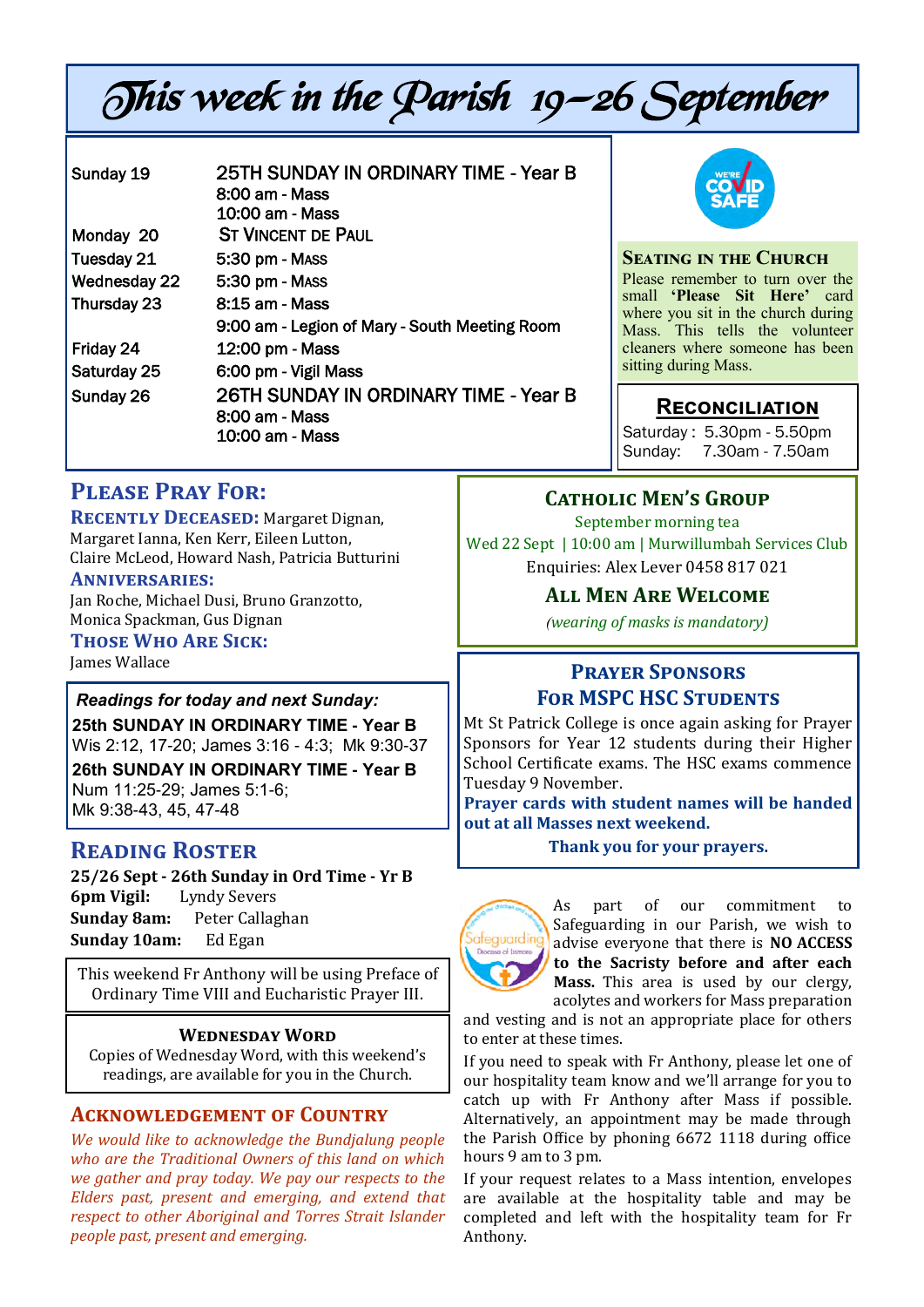# This week in the Parish 19–26 September

| | |
|---|---|
| Sunday 19 | 25TH SUNDAY IN ORDINARY TIME - Year B<br>8:00 am - Mass<br>10:00 am - Mass |
| Monday 20 | St Vincent de Paul |
| Tuesday 21 | 5:30 pm - Mass |
| Wednesday 22 | 5:30 pm - Mass |
| Thursday 23 | 8:15 am - Mass<br>9:00 am - Legion of Mary - South Meeting Room |
| Friday 24 | 12:00 pm - Mass |
| Saturday 25 | 6:00 pm - Vigil Mass |
| Sunday 26 | 26TH SUNDAY IN ORDINARY TIME - Year B<br>8:00 am - Mass<br>10:00 am - Mass |

### Seating in the Church

Please remember to turn over the small **'Please Sit Here'** card where you sit in the church during Mass. This tells the volunteer cleaners where someone has been sitting during Mass.

### Reconciliation

Saturday : 5.30pm - 5.50pm
Sunday: 7.30am - 7.50am

## Please Pray For:

**Recently Deceased:** Margaret Dignan, Margaret Ianna, Ken Kerr, Eileen Lutton, Claire McLeod, Howard Nash, Patricia Butturini

**Anniversaries:**
Jan Roche, Michael Dusi, Bruno Granzotto, Monica Spackman, Gus Dignan

**Those Who Are Sick:**
James Wallace

### *Readings for today and next Sunday:*

**25th SUNDAY IN ORDINARY TIME - Year B**
Wis 2:12, 17-20; James 3:16 - 4:3; Mk 9:30-37

**26th SUNDAY IN ORDINARY TIME - Year B**
Num 11:25-29; James 5:1-6;
Mk 9:38-43, 45, 47-48

## Reading Roster

**25/26 Sept - 26th Sunday in Ord Time - Yr B**
**6pm Vigil:** Lyndy Severs
**Sunday 8am:** Peter Callaghan
**Sunday 10am:** Ed Egan

This weekend Fr Anthony will be using Preface of Ordinary Time VIII and Eucharistic Prayer III.

### Wednesday Word

Copies of Wednesday Word, with this weekend's readings, are available for you in the Church.

## Acknowledgement of Country

*We would like to acknowledge the Bundjalung people who are the Traditional Owners of this land on which we gather and pray today. We pay our respects to the Elders past, present and emerging, and extend that respect to other Aboriginal and Torres Strait Islander people past, present and emerging.*

### Catholic Men's Group

September morning tea
Wed 22 Sept | 10:00 am | Murwillumbah Services Club
Enquiries: Alex Lever 0458 817 021

**All Men Are Welcome**

*(wearing of masks is mandatory)*

### Prayer Sponsors For MSPC HSC Students

Mt St Patrick College is once again asking for Prayer Sponsors for Year 12 students during their Higher School Certificate exams. The HSC exams commence Tuesday 9 November.

**Prayer cards with student names will be handed out at all Masses next weekend.**

**Thank you for your prayers.**

As part of our commitment to Safeguarding in our Parish, we wish to advise everyone that there is **NO ACCESS to the Sacristy before and after each Mass.** This area is used by our clergy, acolytes and workers for Mass preparation and vesting and is not an appropriate place for others to enter at these times.

If you need to speak with Fr Anthony, please let one of our hospitality team know and we'll arrange for you to catch up with Fr Anthony after Mass if possible. Alternatively, an appointment may be made through the Parish Office by phoning 6672 1118 during office hours 9 am to 3 pm.

If your request relates to a Mass intention, envelopes are available at the hospitality table and may be completed and left with the hospitality team for Fr Anthony.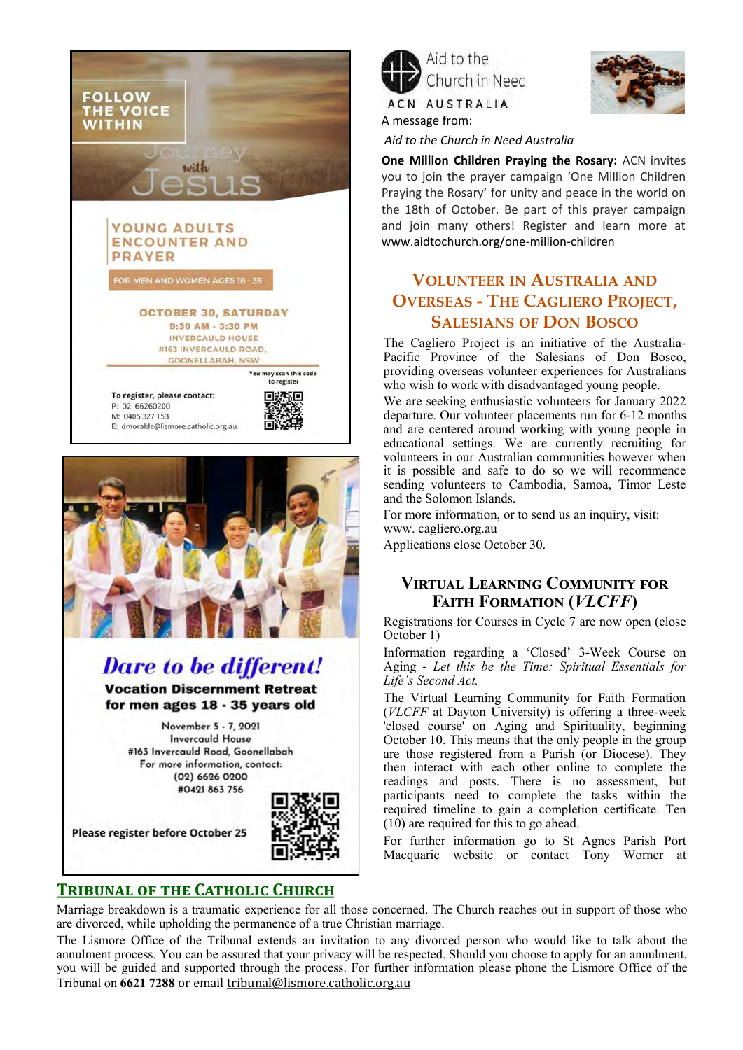FOLLOW THE VOICE WITHIN

Journey with Jesus

## YOUNG ADULTS ENCOUNTER AND PRAYER

FOR MEN AND WOMEN AGES 18 - 35

**OCTOBER 30, SATURDAY**
9:30 AM - 3:30 PM
INVERCAULD HOUSE
#163 INVERCAULD ROAD, GOONELLABAH, NSW

You may scan this code to register

**To register, please contact:**
P: 02 66260200
M: 0405 327 153
E: dmoralde@lismore.catholic.org.au

## *Dare to be different!*

**Vocation Discernment Retreat for men ages 18 - 35 years old**

November 5 - 7, 2021
Invercauld House
#163 Invercauld Road, Goonellabah
For more information, contact:
(02) 6626 0200
#0421 863 756

**Please register before October 25**

Aid to the Church in Need
ACN AUSTRALIA

A message from:

*Aid to the Church in Need Australia*

**One Million Children Praying the Rosary:** ACN invites you to join the prayer campaign 'One Million Children Praying the Rosary' for unity and peace in the world on the 18th of October. Be part of this prayer campaign and join many others! Register and learn more at www.aidtochurch.org/one-million-children

## Volunteer in Australia and Overseas - The Cagliero Project, Salesians of Don Bosco

The Cagliero Project is an initiative of the Australia-Pacific Province of the Salesians of Don Bosco, providing overseas volunteer experiences for Australians who wish to work with disadvantaged young people.

We are seeking enthusiastic volunteers for January 2022 departure. Our volunteer placements run for 6-12 months and are centered around working with young people in educational settings. We are currently recruiting for volunteers in our Australian communities however when it is possible and safe to do so we will recommence sending volunteers to Cambodia, Samoa, Timor Leste and the Solomon Islands.

For more information, or to send us an inquiry, visit: www. cagliero.org.au

Applications close October 30.

## Virtual Learning Community for Faith Formation (*VLCFF*)

Registrations for Courses in Cycle 7 are now open (close October 1)

Information regarding a 'Closed' 3-Week Course on Aging - *Let this be the Time: Spiritual Essentials for Life's Second Act.*

The Virtual Learning Community for Faith Formation (*VLCFF* at Dayton University) is offering a three-week 'closed course' on Aging and Spirituality, beginning October 10. This means that the only people in the group are those registered from a Parish (or Diocese). They then interact with each other online to complete the readings and posts. There is no assessment, but participants need to complete the tasks within the required timeline to gain a completion certificate. Ten (10) are required for this to go ahead.

For further information go to St Agnes Parish Port Macquarie website or contact Tony Worner at

## Tribunal of the Catholic Church

Marriage breakdown is a traumatic experience for all those concerned. The Church reaches out in support of those who are divorced, while upholding the permanence of a true Christian marriage.

The Lismore Office of the Tribunal extends an invitation to any divorced person who would like to talk about the annulment process. You can be assured that your privacy will be respected. Should you choose to apply for an annulment, you will be guided and supported through the process. For further information please phone the Lismore Office of the Tribunal on **6621 7288** or email tribunal@lismore.catholic.org.au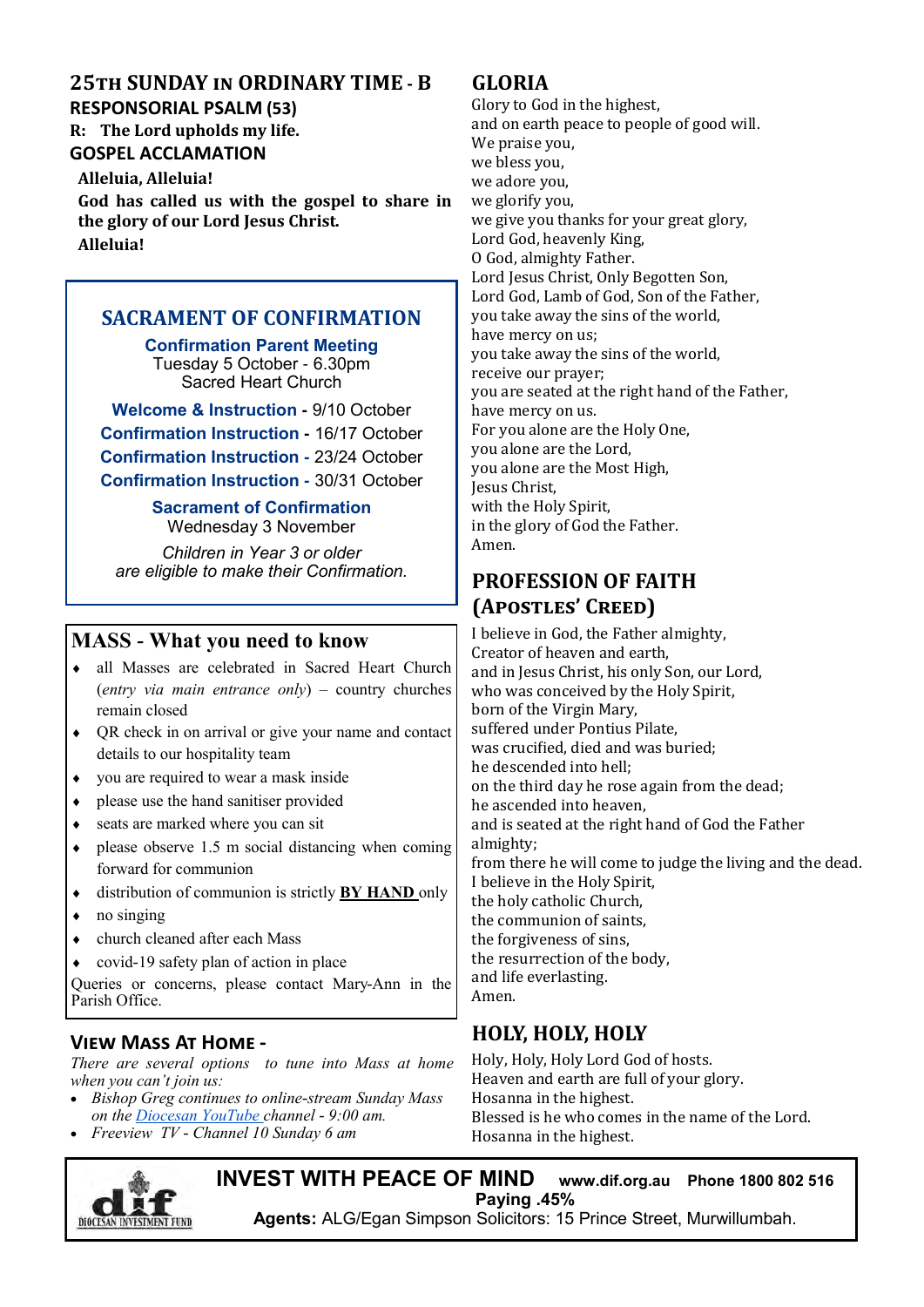## 25TH SUNDAY IN ORDINARY TIME - B

**RESPONSORIAL PSALM (53)**

**R: The Lord upholds my life.**

**GOSPEL ACCLAMATION**

**Alleluia, Alleluia!**

**God has called us with the gospel to share in the glory of our Lord Jesus Christ.**

**Alleluia!**

## SACRAMENT OF CONFIRMATION

**Confirmation Parent Meeting**
Tuesday 5 October - 6.30pm
Sacred Heart Church

**Welcome & Instruction -** 9/10 October
**Confirmation Instruction -** 16/17 October
**Confirmation Instruction -** 23/24 October
**Confirmation Instruction -** 30/31 October

**Sacrament of Confirmation**
Wednesday 3 November

*Children in Year 3 or older are eligible to make their Confirmation.*

## MASS - What you need to know

- all Masses are celebrated in Sacred Heart Church (*entry via main entrance only*) – country churches remain closed
- QR check in on arrival or give your name and contact details to our hospitality team
- you are required to wear a mask inside
- please use the hand sanitiser provided
- seats are marked where you can sit
- please observe 1.5 m social distancing when coming forward for communion
- distribution of communion is strictly **BY HAND** only
- no singing
- church cleaned after each Mass
- covid-19 safety plan of action in place

Queries or concerns, please contact Mary-Ann in the Parish Office.

## VIEW MASS AT HOME -

*There are several options to tune into Mass at home when you can't join us:*

- *Bishop Greg continues to online-stream Sunday Mass on the Diocesan YouTube channel - 9:00 am.*
- *Freeview TV - Channel 10 Sunday 6 am*

## GLORIA

Glory to God in the highest,
and on earth peace to people of good will.
We praise you,
we bless you,
we adore you,
we glorify you,
we give you thanks for your great glory,
Lord God, heavenly King,
O God, almighty Father.
Lord Jesus Christ, Only Begotten Son,
Lord God, Lamb of God, Son of the Father,
you take away the sins of the world,
have mercy on us;
you take away the sins of the world,
receive our prayer;
you are seated at the right hand of the Father,
have mercy on us.
For you alone are the Holy One,
you alone are the Lord,
you alone are the Most High,
Jesus Christ,
with the Holy Spirit,
in the glory of God the Father.
Amen.

## PROFESSION OF FAITH (APOSTLES' CREED)

I believe in God, the Father almighty,
Creator of heaven and earth,
and in Jesus Christ, his only Son, our Lord,
who was conceived by the Holy Spirit,
born of the Virgin Mary,
suffered under Pontius Pilate,
was crucified, died and was buried;
he descended into hell;
on the third day he rose again from the dead;
he ascended into heaven,
and is seated at the right hand of God the Father almighty;
from there he will come to judge the living and the dead.
I believe in the Holy Spirit,
the holy catholic Church,
the communion of saints,
the forgiveness of sins,
the resurrection of the body,
and life everlasting.
Amen.

## HOLY, HOLY, HOLY

Holy, Holy, Holy Lord God of hosts.
Heaven and earth are full of your glory.
Hosanna in the highest.
Blessed is he who comes in the name of the Lord.
Hosanna in the highest.

---

DIOCESAN INVESTMENT FUND

**INVEST WITH PEACE OF MIND** **www.dif.org.au** **Phone 1800 802 516**

**Paying .45%**

**Agents:** ALG/Egan Simpson Solicitors: 15 Prince Street, Murwillumbah.